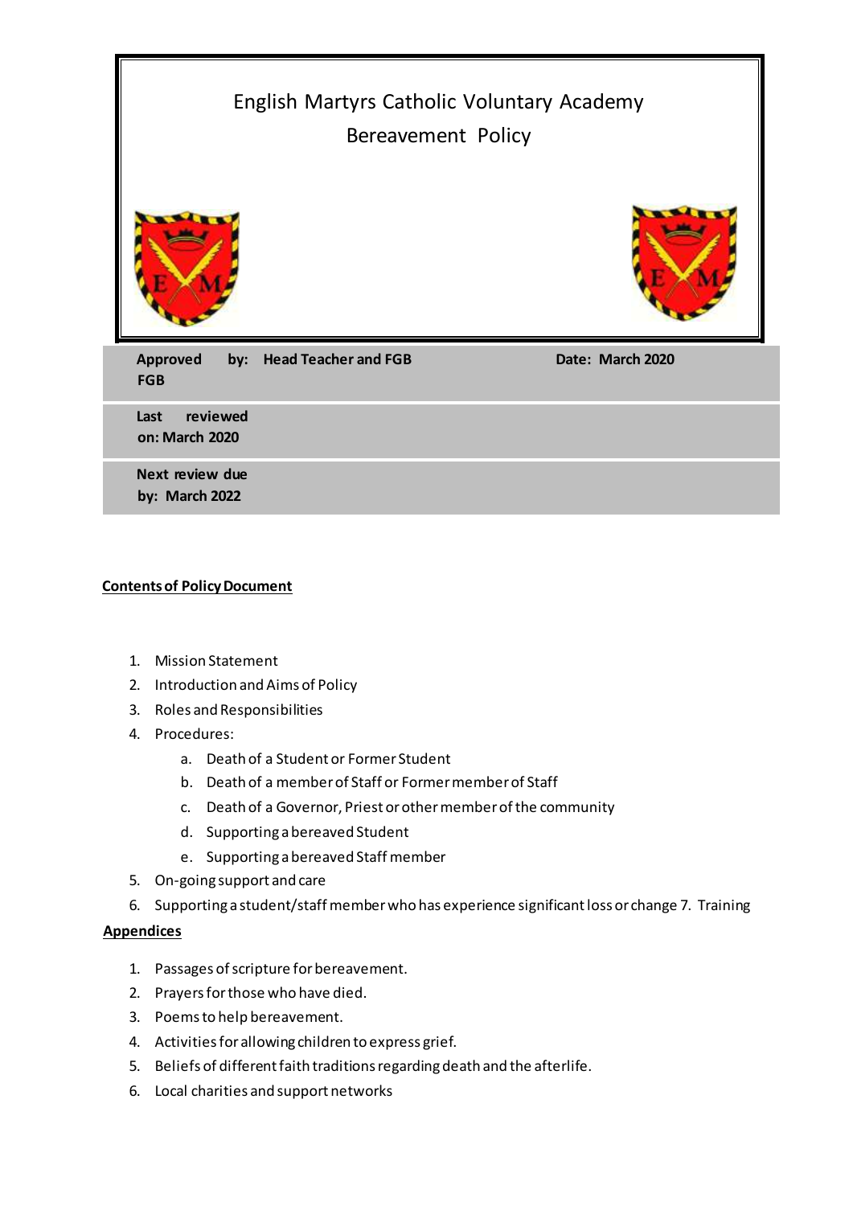# English Martyrs Catholic Voluntary Academy

## Bereavement Policy

| Approved by: Head Teacher and FGB FGB | Date: March 2020 |
|---|---|
| Last reviewed on: March 2020 | |
| Next review due by: March 2022 | |

**Contents of Policy Document**

1. Mission Statement
2. Introduction and Aims of Policy
3. Roles and Responsibilities
4. Procedures:
   a. Death of a Student or Former Student
   b. Death of a member of Staff or Former member of Staff
   c. Death of a Governor, Priest or other member of the community
   d. Supporting a bereaved Student
   e. Supporting a bereaved Staff member
5. On-going support and care
6. Supporting a student/staff member who has experience significant loss or change 7. Training

**Appendices**

1. Passages of scripture for bereavement.
2. Prayers for those who have died.
3. Poems to help bereavement.
4. Activities for allowing children to express grief.
5. Beliefs of different faith traditions regarding death and the afterlife.
6. Local charities and support networks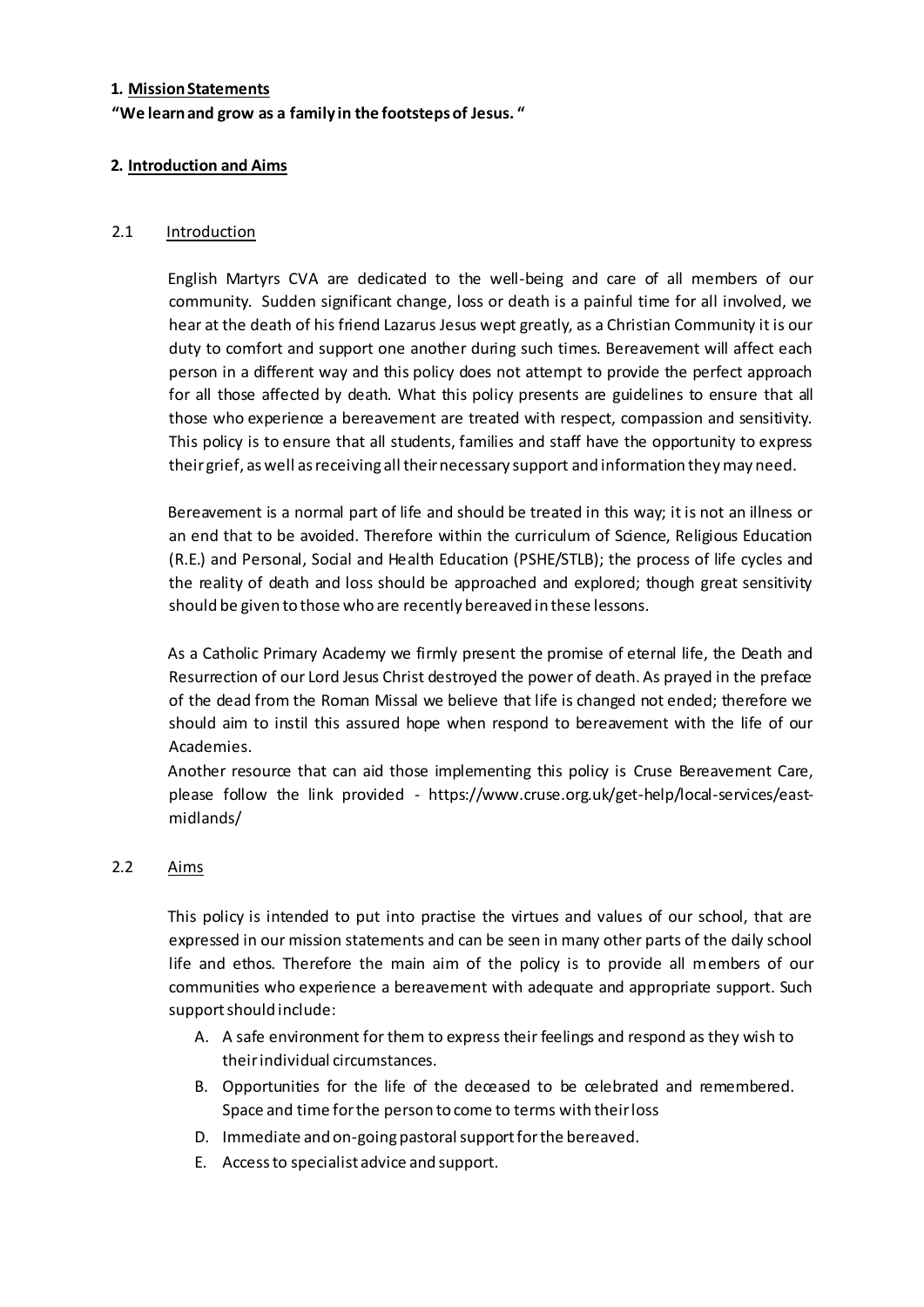**1. Mission Statements**

**"We learn and grow as a family in the footsteps of Jesus. "**

**2. Introduction and Aims**

2.1 Introduction

English Martyrs CVA are dedicated to the well-being and care of all members of our community. Sudden significant change, loss or death is a painful time for all involved, we hear at the death of his friend Lazarus Jesus wept greatly, as a Christian Community it is our duty to comfort and support one another during such times. Bereavement will affect each person in a different way and this policy does not attempt to provide the perfect approach for all those affected by death. What this policy presents are guidelines to ensure that all those who experience a bereavement are treated with respect, compassion and sensitivity. This policy is to ensure that all students, families and staff have the opportunity to express their grief, as well as receiving all their necessary support and information they may need.

Bereavement is a normal part of life and should be treated in this way; it is not an illness or an end that to be avoided. Therefore within the curriculum of Science, Religious Education (R.E.) and Personal, Social and Health Education (PSHE/STLB); the process of life cycles and the reality of death and loss should be approached and explored; though great sensitivity should be given to those who are recently bereaved in these lessons.

As a Catholic Primary Academy we firmly present the promise of eternal life, the Death and Resurrection of our Lord Jesus Christ destroyed the power of death. As prayed in the preface of the dead from the Roman Missal we believe that life is changed not ended; therefore we should aim to instil this assured hope when respond to bereavement with the life of our Academies.

Another resource that can aid those implementing this policy is Cruse Bereavement Care, please follow the link provided - https://www.cruse.org.uk/get-help/local-services/east-midlands/

2.2 Aims

This policy is intended to put into practise the virtues and values of our school, that are expressed in our mission statements and can be seen in many other parts of the daily school life and ethos. Therefore the main aim of the policy is to provide all members of our communities who experience a bereavement with adequate and appropriate support. Such support should include:

A. A safe environment for them to express their feelings and respond as they wish to their individual circumstances.
B. Opportunities for the life of the deceased to be celebrated and remembered. Space and time for the person to come to terms with their loss
D. Immediate and on-going pastoral support for the bereaved.
E. Access to specialist advice and support.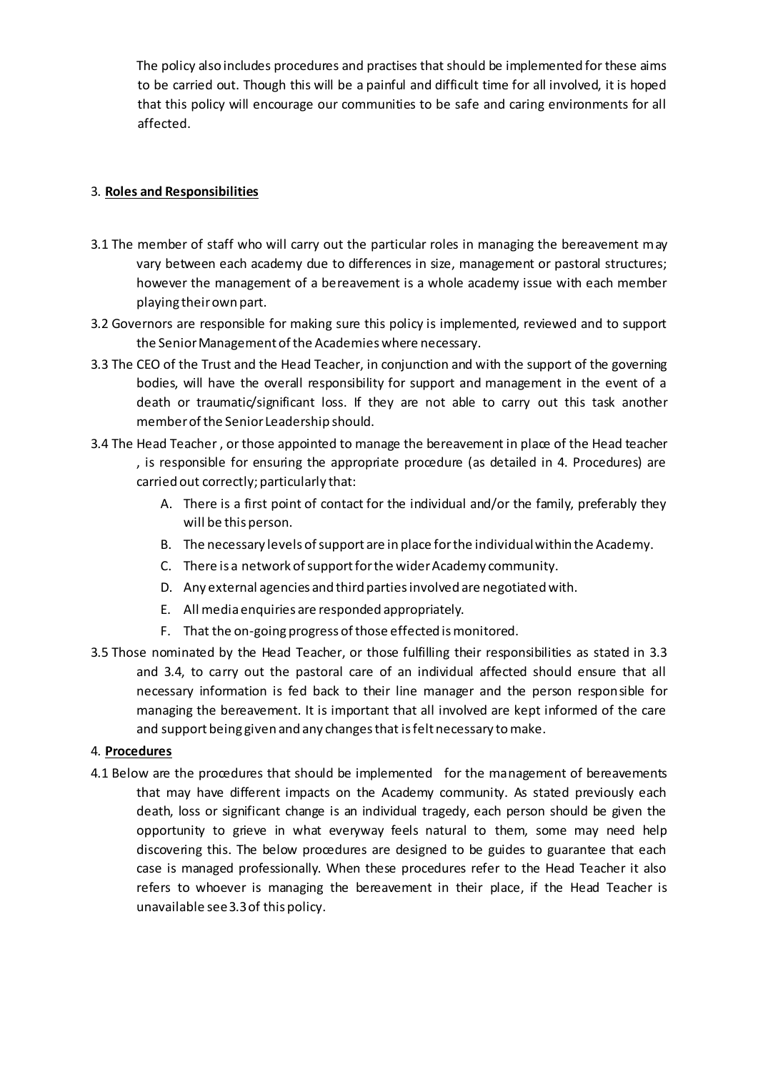The policy also includes procedures and practises that should be implemented for these aims to be carried out. Though this will be a painful and difficult time for all involved, it is hoped that this policy will encourage our communities to be safe and caring environments for all affected.

## 3. **Roles and Responsibilities**

3.1 The member of staff who will carry out the particular roles in managing the bereavement may vary between each academy due to differences in size, management or pastoral structures; however the management of a bereavement is a whole academy issue with each member playing their own part.

3.2 Governors are responsible for making sure this policy is implemented, reviewed and to support the Senior Management of the Academies where necessary.

3.3 The CEO of the Trust and the Head Teacher, in conjunction and with the support of the governing bodies, will have the overall responsibility for support and management in the event of a death or traumatic/significant loss. If they are not able to carry out this task another member of the Senior Leadership should.

3.4 The Head Teacher , or those appointed to manage the bereavement in place of the Head teacher , is responsible for ensuring the appropriate procedure (as detailed in 4. Procedures) are carried out correctly; particularly that:

A. There is a first point of contact for the individual and/or the family, preferably they will be this person.
B. The necessary levels of support are in place for the individual within the Academy.
C. There is a network of support for the wider Academy community.
D. Any external agencies and third parties involved are negotiated with.
E. All media enquiries are responded appropriately.
F. That the on-going progress of those effected is monitored.

3.5 Those nominated by the Head Teacher, or those fulfilling their responsibilities as stated in 3.3 and 3.4, to carry out the pastoral care of an individual affected should ensure that all necessary information is fed back to their line manager and the person responsible for managing the bereavement. It is important that all involved are kept informed of the care and support being given and any changes that is felt necessary to make.

## 4. **Procedures**

4.1 Below are the procedures that should be implemented for the management of bereavements that may have different impacts on the Academy community. As stated previously each death, loss or significant change is an individual tragedy, each person should be given the opportunity to grieve in what everyway feels natural to them, some may need help discovering this. The below procedures are designed to be guides to guarantee that each case is managed professionally. When these procedures refer to the Head Teacher it also refers to whoever is managing the bereavement in their place, if the Head Teacher is unavailable see 3.3 of this policy.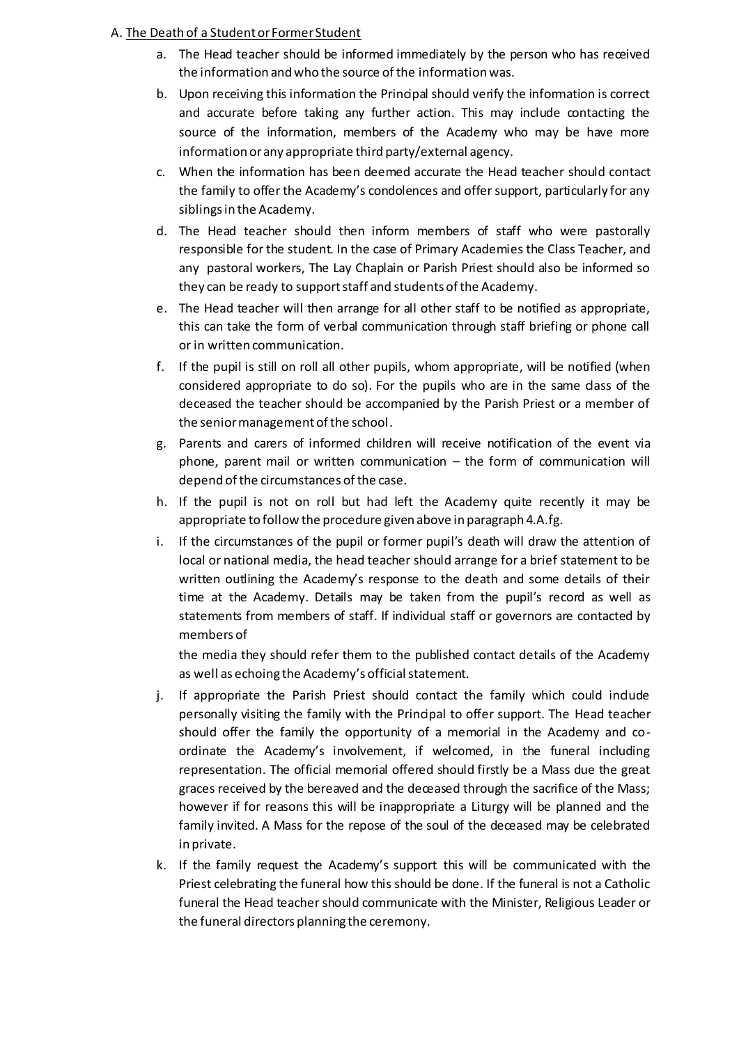A. <u>The Death of a Student or Former Student</u>

a. The Head teacher should be informed immediately by the person who has received the information and who the source of the information was.

b. Upon receiving this information the Principal should verify the information is correct and accurate before taking any further action. This may include contacting the source of the information, members of the Academy who may be have more information or any appropriate third party/external agency.

c. When the information has been deemed accurate the Head teacher should contact the family to offer the Academy's condolences and offer support, particularly for any siblings in the Academy.

d. The Head teacher should then inform members of staff who were pastorally responsible for the student. In the case of Primary Academies the Class Teacher, and any pastoral workers, The Lay Chaplain or Parish Priest should also be informed so they can be ready to support staff and students of the Academy.

e. The Head teacher will then arrange for all other staff to be notified as appropriate, this can take the form of verbal communication through staff briefing or phone call or in written communication.

f. If the pupil is still on roll all other pupils, whom appropriate, will be notified (when considered appropriate to do so). For the pupils who are in the same class of the deceased the teacher should be accompanied by the Parish Priest or a member of the senior management of the school.

g. Parents and carers of informed children will receive notification of the event via phone, parent mail or written communication – the form of communication will depend of the circumstances of the case.

h. If the pupil is not on roll but had left the Academy quite recently it may be appropriate to follow the procedure given above in paragraph 4.A.fg.

i. If the circumstances of the pupil or former pupil's death will draw the attention of local or national media, the head teacher should arrange for a brief statement to be written outlining the Academy's response to the death and some details of their time at the Academy. Details may be taken from the pupil's record as well as statements from members of staff. If individual staff or governors are contacted by members of

   the media they should refer them to the published contact details of the Academy as well as echoing the Academy's official statement.

j. If appropriate the Parish Priest should contact the family which could include personally visiting the family with the Principal to offer support. The Head teacher should offer the family the opportunity of a memorial in the Academy and co-ordinate the Academy's involvement, if welcomed, in the funeral including representation. The official memorial offered should firstly be a Mass due the great graces received by the bereaved and the deceased through the sacrifice of the Mass; however if for reasons this will be inappropriate a Liturgy will be planned and the family invited. A Mass for the repose of the soul of the deceased may be celebrated in private.

k. If the family request the Academy's support this will be communicated with the Priest celebrating the funeral how this should be done. If the funeral is not a Catholic funeral the Head teacher should communicate with the Minister, Religious Leader or the funeral directors planning the ceremony.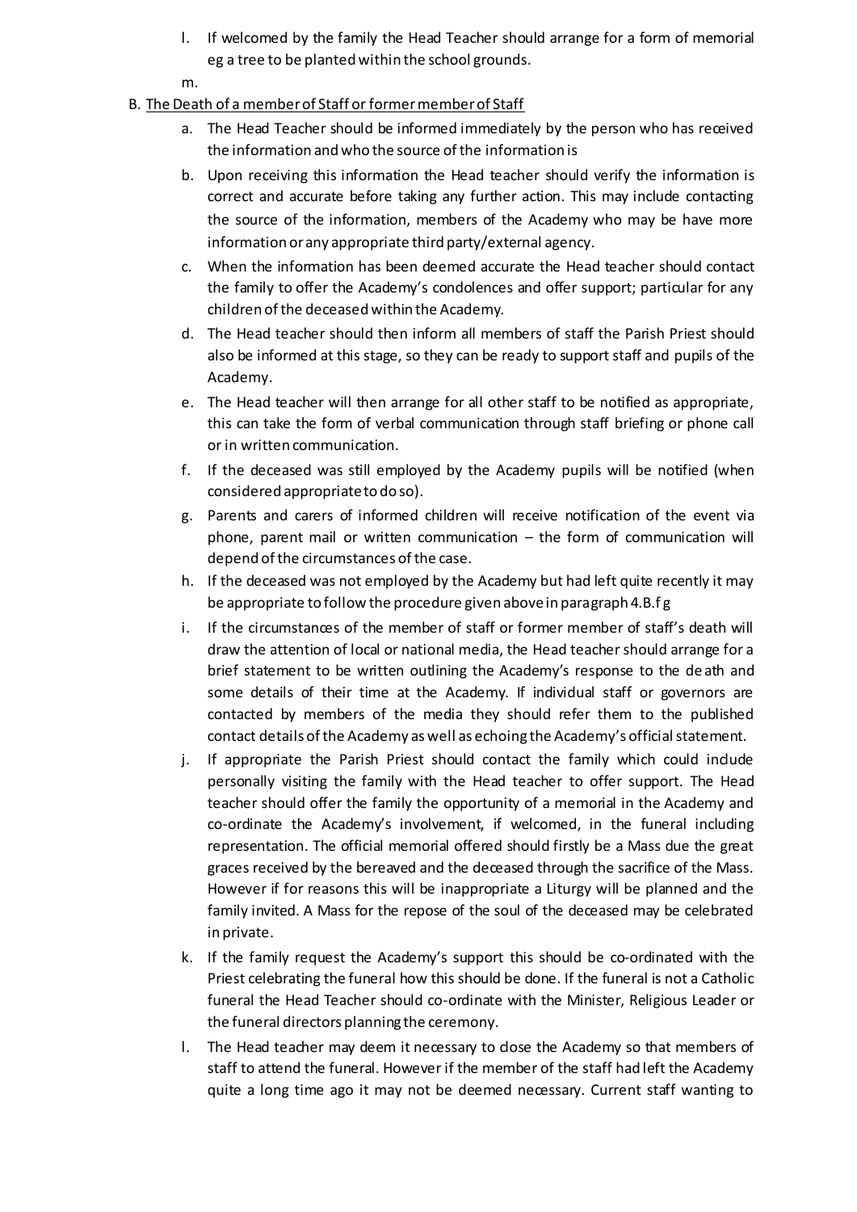l. If welcomed by the family the Head Teacher should arrange for a form of memorial eg a tree to be planted within the school grounds.

m.

B. <u>The Death of a member of Staff or former member of Staff</u>

a. The Head Teacher should be informed immediately by the person who has received the information and who the source of the information is

b. Upon receiving this information the Head teacher should verify the information is correct and accurate before taking any further action. This may include contacting the source of the information, members of the Academy who may be have more information or any appropriate third party/external agency.

c. When the information has been deemed accurate the Head teacher should contact the family to offer the Academy's condolences and offer support; particular for any children of the deceased within the Academy.

d. The Head teacher should then inform all members of staff the Parish Priest should also be informed at this stage, so they can be ready to support staff and pupils of the Academy.

e. The Head teacher will then arrange for all other staff to be notified as appropriate, this can take the form of verbal communication through staff briefing or phone call or in written communication.

f. If the deceased was still employed by the Academy pupils will be notified (when considered appropriate to do so).

g. Parents and carers of informed children will receive notification of the event via phone, parent mail or written communication – the form of communication will depend of the circumstances of the case.

h. If the deceased was not employed by the Academy but had left quite recently it may be appropriate to follow the procedure given above in paragraph 4.B.f g

i. If the circumstances of the member of staff or former member of staff's death will draw the attention of local or national media, the Head teacher should arrange for a brief statement to be written outlining the Academy's response to the death and some details of their time at the Academy. If individual staff or governors are contacted by members of the media they should refer them to the published contact details of the Academy as well as echoing the Academy's official statement.

j. If appropriate the Parish Priest should contact the family which could include personally visiting the family with the Head teacher to offer support. The Head teacher should offer the family the opportunity of a memorial in the Academy and co-ordinate the Academy's involvement, if welcomed, in the funeral including representation. The official memorial offered should firstly be a Mass due the great graces received by the bereaved and the deceased through the sacrifice of the Mass. However if for reasons this will be inappropriate a Liturgy will be planned and the family invited. A Mass for the repose of the soul of the deceased may be celebrated in private.

k. If the family request the Academy's support this should be co-ordinated with the Priest celebrating the funeral how this should be done. If the funeral is not a Catholic funeral the Head Teacher should co-ordinate with the Minister, Religious Leader or the funeral directors planning the ceremony.

l. The Head teacher may deem it necessary to close the Academy so that members of staff to attend the funeral. However if the member of the staff had left the Academy quite a long time ago it may not be deemed necessary. Current staff wanting to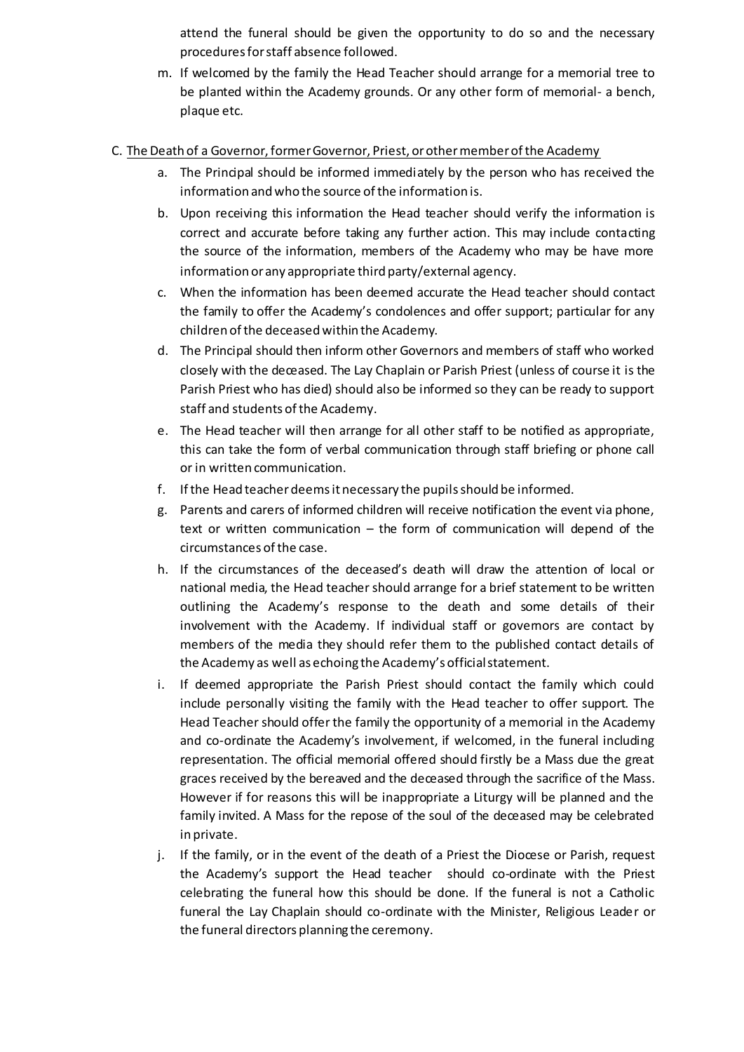attend the funeral should be given the opportunity to do so and the necessary procedures for staff absence followed.

m. If welcomed by the family the Head Teacher should arrange for a memorial tree to be planted within the Academy grounds. Or any other form of memorial- a bench, plaque etc.

C. <u>The Death of a Governor, former Governor, Priest, or other member of the Academy</u>

a. The Principal should be informed immediately by the person who has received the information and who the source of the information is.
b. Upon receiving this information the Head teacher should verify the information is correct and accurate before taking any further action. This may include contacting the source of the information, members of the Academy who may be have more information or any appropriate third party/external agency.
c. When the information has been deemed accurate the Head teacher should contact the family to offer the Academy's condolences and offer support; particular for any children of the deceased within the Academy.
d. The Principal should then inform other Governors and members of staff who worked closely with the deceased. The Lay Chaplain or Parish Priest (unless of course it is the Parish Priest who has died) should also be informed so they can be ready to support staff and students of the Academy.
e. The Head teacher will then arrange for all other staff to be notified as appropriate, this can take the form of verbal communication through staff briefing or phone call or in written communication.
f. If the Head teacher deems it necessary the pupils should be informed.
g. Parents and carers of informed children will receive notification the event via phone, text or written communication – the form of communication will depend of the circumstances of the case.
h. If the circumstances of the deceased's death will draw the attention of local or national media, the Head teacher should arrange for a brief statement to be written outlining the Academy's response to the death and some details of their involvement with the Academy. If individual staff or governors are contact by members of the media they should refer them to the published contact details of the Academy as well as echoing the Academy's official statement.
i. If deemed appropriate the Parish Priest should contact the family which could include personally visiting the family with the Head teacher to offer support. The Head Teacher should offer the family the opportunity of a memorial in the Academy and co-ordinate the Academy's involvement, if welcomed, in the funeral including representation. The official memorial offered should firstly be a Mass due the great graces received by the bereaved and the deceased through the sacrifice of the Mass. However if for reasons this will be inappropriate a Liturgy will be planned and the family invited. A Mass for the repose of the soul of the deceased may be celebrated in private.
j. If the family, or in the event of the death of a Priest the Diocese or Parish, request the Academy's support the Head teacher should co-ordinate with the Priest celebrating the funeral how this should be done. If the funeral is not a Catholic funeral the Lay Chaplain should co-ordinate with the Minister, Religious Leader or the funeral directors planning the ceremony.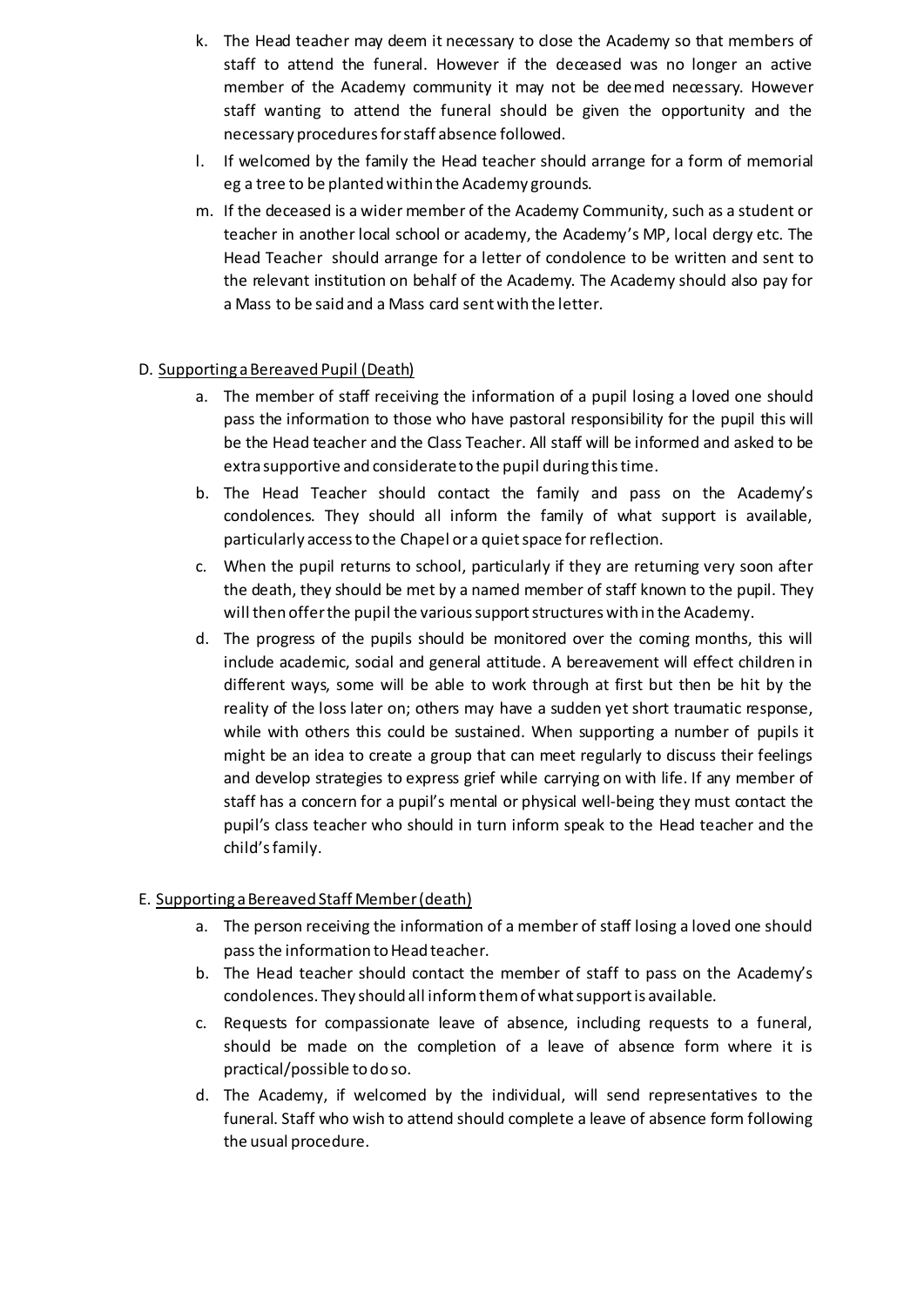k. The Head teacher may deem it necessary to close the Academy so that members of staff to attend the funeral. However if the deceased was no longer an active member of the Academy community it may not be deemed necessary. However staff wanting to attend the funeral should be given the opportunity and the necessary procedures for staff absence followed.

l. If welcomed by the family the Head teacher should arrange for a form of memorial eg a tree to be planted within the Academy grounds.

m. If the deceased is a wider member of the Academy Community, such as a student or teacher in another local school or academy, the Academy's MP, local clergy etc. The Head Teacher should arrange for a letter of condolence to be written and sent to the relevant institution on behalf of the Academy. The Academy should also pay for a Mass to be said and a Mass card sent with the letter.

D. <u>Supporting a Bereaved Pupil (Death)</u>

a. The member of staff receiving the information of a pupil losing a loved one should pass the information to those who have pastoral responsibility for the pupil this will be the Head teacher and the Class Teacher. All staff will be informed and asked to be extra supportive and considerate to the pupil during this time.

b. The Head Teacher should contact the family and pass on the Academy's condolences. They should all inform the family of what support is available, particularly access to the Chapel or a quiet space for reflection.

c. When the pupil returns to school, particularly if they are returning very soon after the death, they should be met by a named member of staff known to the pupil. They will then offer the pupil the various support structures with in the Academy.

d. The progress of the pupils should be monitored over the coming months, this will include academic, social and general attitude. A bereavement will effect children in different ways, some will be able to work through at first but then be hit by the reality of the loss later on; others may have a sudden yet short traumatic response, while with others this could be sustained. When supporting a number of pupils it might be an idea to create a group that can meet regularly to discuss their feelings and develop strategies to express grief while carrying on with life. If any member of staff has a concern for a pupil's mental or physical well-being they must contact the pupil's class teacher who should in turn inform speak to the Head teacher and the child's family.

E. <u>Supporting a Bereaved Staff Member (death)</u>

a. The person receiving the information of a member of staff losing a loved one should pass the information to Head teacher.

b. The Head teacher should contact the member of staff to pass on the Academy's condolences. They should all inform them of what support is available.

c. Requests for compassionate leave of absence, including requests to a funeral, should be made on the completion of a leave of absence form where it is practical/possible to do so.

d. The Academy, if welcomed by the individual, will send representatives to the funeral. Staff who wish to attend should complete a leave of absence form following the usual procedure.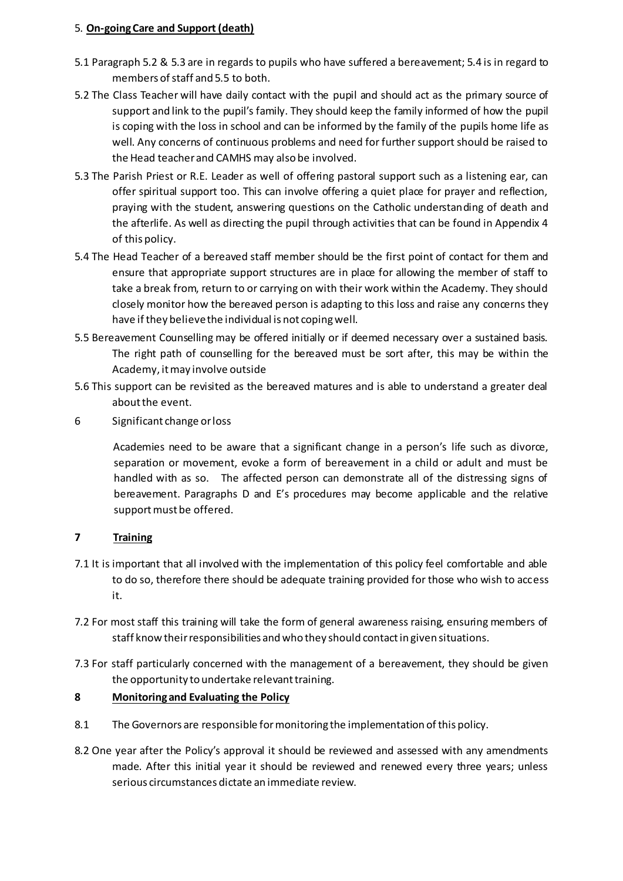## 5. On-going Care and Support (death)

5.1 Paragraph 5.2 & 5.3 are in regards to pupils who have suffered a bereavement; 5.4 is in regard to members of staff and 5.5 to both.

5.2 The Class Teacher will have daily contact with the pupil and should act as the primary source of support and link to the pupil's family. They should keep the family informed of how the pupil is coping with the loss in school and can be informed by the family of the pupils home life as well. Any concerns of continuous problems and need for further support should be raised to the Head teacher and CAMHS may also be involved.

5.3 The Parish Priest or R.E. Leader as well of offering pastoral support such as a listening ear, can offer spiritual support too. This can involve offering a quiet place for prayer and reflection, praying with the student, answering questions on the Catholic understanding of death and the afterlife. As well as directing the pupil through activities that can be found in Appendix 4 of this policy.

5.4 The Head Teacher of a bereaved staff member should be the first point of contact for them and ensure that appropriate support structures are in place for allowing the member of staff to take a break from, return to or carrying on with their work within the Academy. They should closely monitor how the bereaved person is adapting to this loss and raise any concerns they have if they believe the individual is not coping well.

5.5 Bereavement Counselling may be offered initially or if deemed necessary over a sustained basis. The right path of counselling for the bereaved must be sort after, this may be within the Academy, it may involve outside

5.6 This support can be revisited as the bereaved matures and is able to understand a greater deal about the event.

## 6 Significant change or loss

Academies need to be aware that a significant change in a person's life such as divorce, separation or movement, evoke a form of bereavement in a child or adult and must be handled with as so. The affected person can demonstrate all of the distressing signs of bereavement. Paragraphs D and E's procedures may become applicable and the relative support must be offered.

## 7 Training

7.1 It is important that all involved with the implementation of this policy feel comfortable and able to do so, therefore there should be adequate training provided for those who wish to access it.

7.2 For most staff this training will take the form of general awareness raising, ensuring members of staff know their responsibilities and who they should contact in given situations.

7.3 For staff particularly concerned with the management of a bereavement, they should be given the opportunity to undertake relevant training.

## 8 Monitoring and Evaluating the Policy

8.1 The Governors are responsible for monitoring the implementation of this policy.

8.2 One year after the Policy's approval it should be reviewed and assessed with any amendments made. After this initial year it should be reviewed and renewed every three years; unless serious circumstances dictate an immediate review.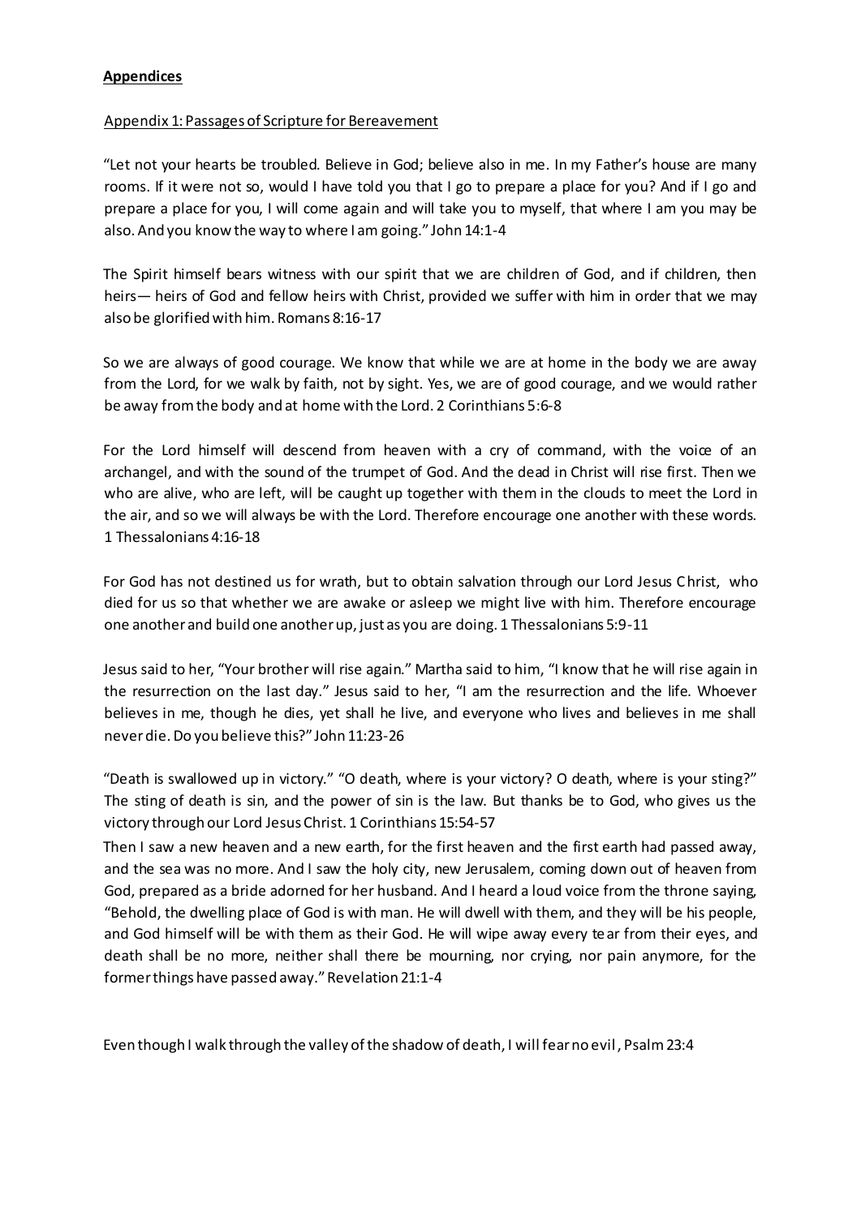**Appendices**

Appendix 1: Passages of Scripture for Bereavement

"Let not your hearts be troubled. Believe in God; believe also in me. In my Father's house are many rooms. If it were not so, would I have told you that I go to prepare a place for you? And if I go and prepare a place for you, I will come again and will take you to myself, that where I am you may be also. And you know the way to where I am going." John 14:1-4

The Spirit himself bears witness with our spirit that we are children of God, and if children, then heirs— heirs of God and fellow heirs with Christ, provided we suffer with him in order that we may also be glorified with him. Romans 8:16-17

So we are always of good courage. We know that while we are at home in the body we are away from the Lord, for we walk by faith, not by sight. Yes, we are of good courage, and we would rather be away from the body and at home with the Lord. 2 Corinthians 5:6-8

For the Lord himself will descend from heaven with a cry of command, with the voice of an archangel, and with the sound of the trumpet of God. And the dead in Christ will rise first. Then we who are alive, who are left, will be caught up together with them in the clouds to meet the Lord in the air, and so we will always be with the Lord. Therefore encourage one another with these words. 1 Thessalonians 4:16-18

For God has not destined us for wrath, but to obtain salvation through our Lord Jesus Christ, who died for us so that whether we are awake or asleep we might live with him. Therefore encourage one another and build one another up, just as you are doing. 1 Thessalonians 5:9-11

Jesus said to her, "Your brother will rise again." Martha said to him, "I know that he will rise again in the resurrection on the last day." Jesus said to her, "I am the resurrection and the life. Whoever believes in me, though he dies, yet shall he live, and everyone who lives and believes in me shall never die. Do you believe this?" John 11:23-26

"Death is swallowed up in victory." "O death, where is your victory? O death, where is your sting?" The sting of death is sin, and the power of sin is the law. But thanks be to God, who gives us the victory through our Lord Jesus Christ. 1 Corinthians 15:54-57

Then I saw a new heaven and a new earth, for the first heaven and the first earth had passed away, and the sea was no more. And I saw the holy city, new Jerusalem, coming down out of heaven from God, prepared as a bride adorned for her husband. And I heard a loud voice from the throne saying, "Behold, the dwelling place of God is with man. He will dwell with them, and they will be his people, and God himself will be with them as their God. He will wipe away every tear from their eyes, and death shall be no more, neither shall there be mourning, nor crying, nor pain anymore, for the former things have passed away." Revelation 21:1-4

Even though I walk through the valley of the shadow of death, I will fear no evil, Psalm 23:4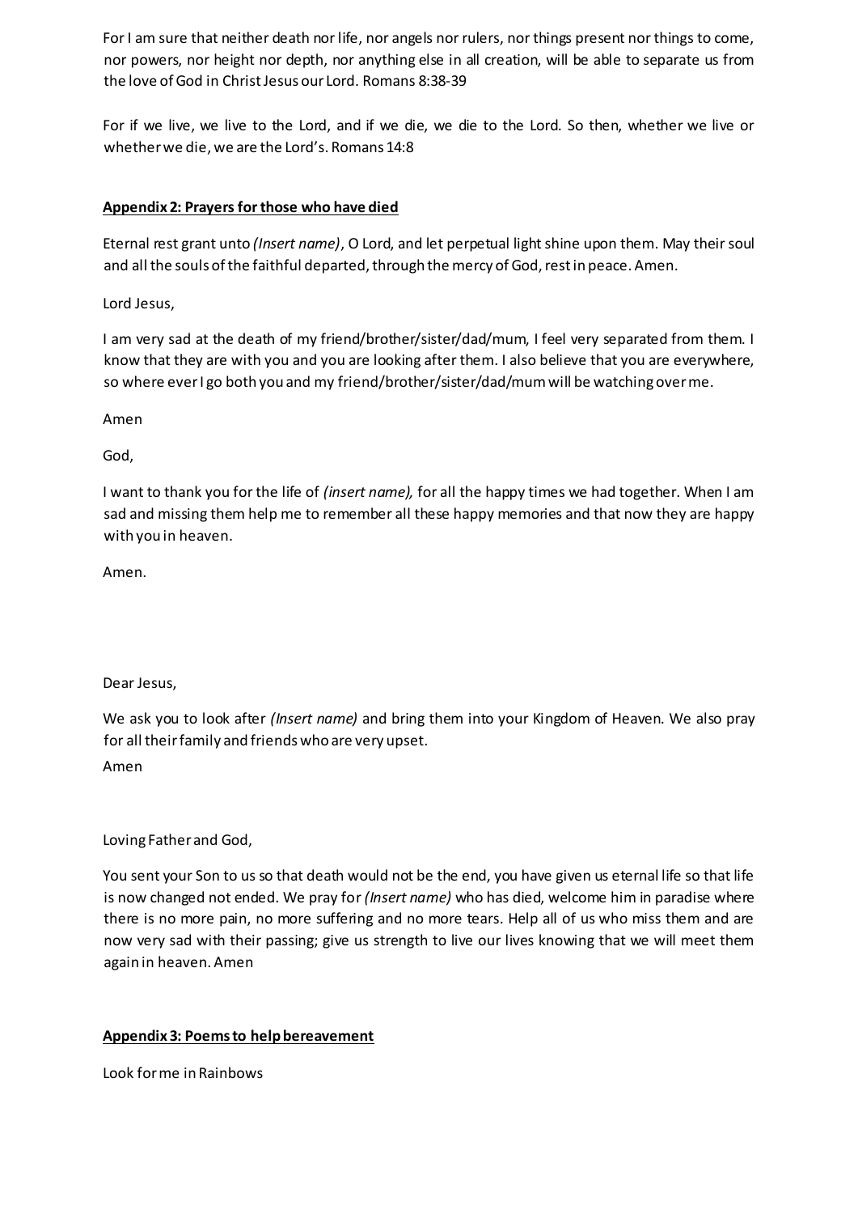For I am sure that neither death nor life, nor angels nor rulers, nor things present nor things to come, nor powers, nor height nor depth, nor anything else in all creation, will be able to separate us from the love of God in Christ Jesus our Lord. Romans 8:38-39

For if we live, we live to the Lord, and if we die, we die to the Lord. So then, whether we live or whether we die, we are the Lord's. Romans 14:8

## **Appendix 2: Prayers for those who have died**

Eternal rest grant unto *(Insert name)*, O Lord, and let perpetual light shine upon them. May their soul and all the souls of the faithful departed, through the mercy of God, rest in peace. Amen.

Lord Jesus,

I am very sad at the death of my friend/brother/sister/dad/mum, I feel very separated from them. I know that they are with you and you are looking after them. I also believe that you are everywhere, so where ever I go both you and my friend/brother/sister/dad/mum will be watching over me.

Amen

God,

I want to thank you for the life of *(insert name),* for all the happy times we had together. When I am sad and missing them help me to remember all these happy memories and that now they are happy with you in heaven.

Amen.

Dear Jesus,

We ask you to look after *(Insert name)* and bring them into your Kingdom of Heaven. We also pray for all their family and friends who are very upset.

Amen

Loving Father and God,

You sent your Son to us so that death would not be the end, you have given us eternal life so that life is now changed not ended. We pray for *(Insert name)* who has died, welcome him in paradise where there is no more pain, no more suffering and no more tears. Help all of us who miss them and are now very sad with their passing; give us strength to live our lives knowing that we will meet them again in heaven. Amen

## **Appendix 3: Poems to help bereavement**

Look for me in Rainbows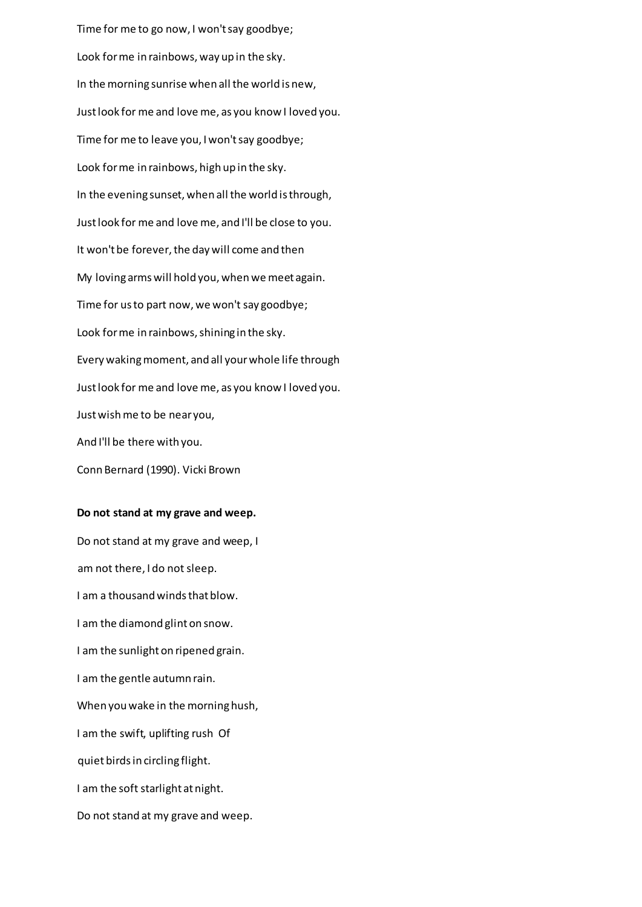Time for me to go now, I won't say goodbye;

Look for me in rainbows, way up in the sky.

In the morning sunrise when all the world is new,

Just look for me and love me, as you know I loved you.

Time for me to leave you, I won't say goodbye;

Look for me in rainbows, high up in the sky.

In the evening sunset, when all the world is through,

Just look for me and love me, and I'll be close to you.

It won't be forever, the day will come and then

My loving arms will hold you, when we meet again.

Time for us to part now, we won't say goodbye;

Look for me in rainbows, shining in the sky.

Every waking moment, and all your whole life through

Just look for me and love me, as you know I loved you.

Just wish me to be near you,

And I'll be there with you.

Conn Bernard (1990). Vicki Brown

**Do not stand at my grave and weep.**

Do not stand at my grave and weep, I

am not there, I do not sleep.

I am a thousand winds that blow.

I am the diamond glint on snow.

I am the sunlight on ripened grain.

I am the gentle autumn rain.

When you wake in the morning hush,

I am the swift, uplifting rush Of

quiet birds in circling flight.

I am the soft starlight at night.

Do not stand at my grave and weep.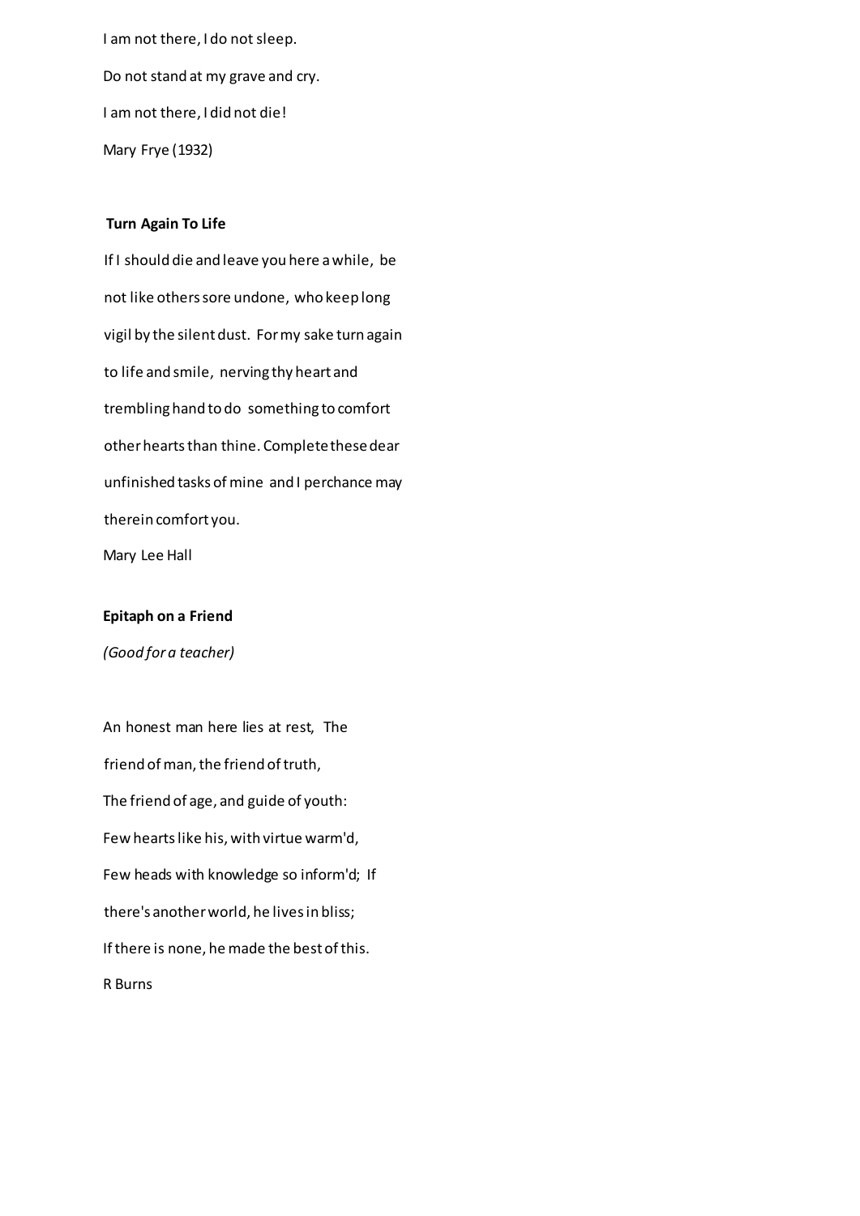I am not there, I do not sleep.

Do not stand at my grave and cry.

I am not there, I did not die!

Mary Frye (1932)

**Turn Again To Life**

If I should die and leave you here a while, be

not like others sore undone, who keep long

vigil by the silent dust. For my sake turn again

to life and smile, nerving thy heart and

trembling hand to do something to comfort

other hearts than thine. Complete these dear

unfinished tasks of mine and I perchance may

therein comfort you.

Mary Lee Hall

**Epitaph on a Friend**

*(Good for a teacher)*

An honest man here lies at rest, The

friend of man, the friend of truth,

The friend of age, and guide of youth:

Few hearts like his, with virtue warm'd,

Few heads with knowledge so inform'd; If

there's another world, he lives in bliss;

If there is none, he made the best of this.

R Burns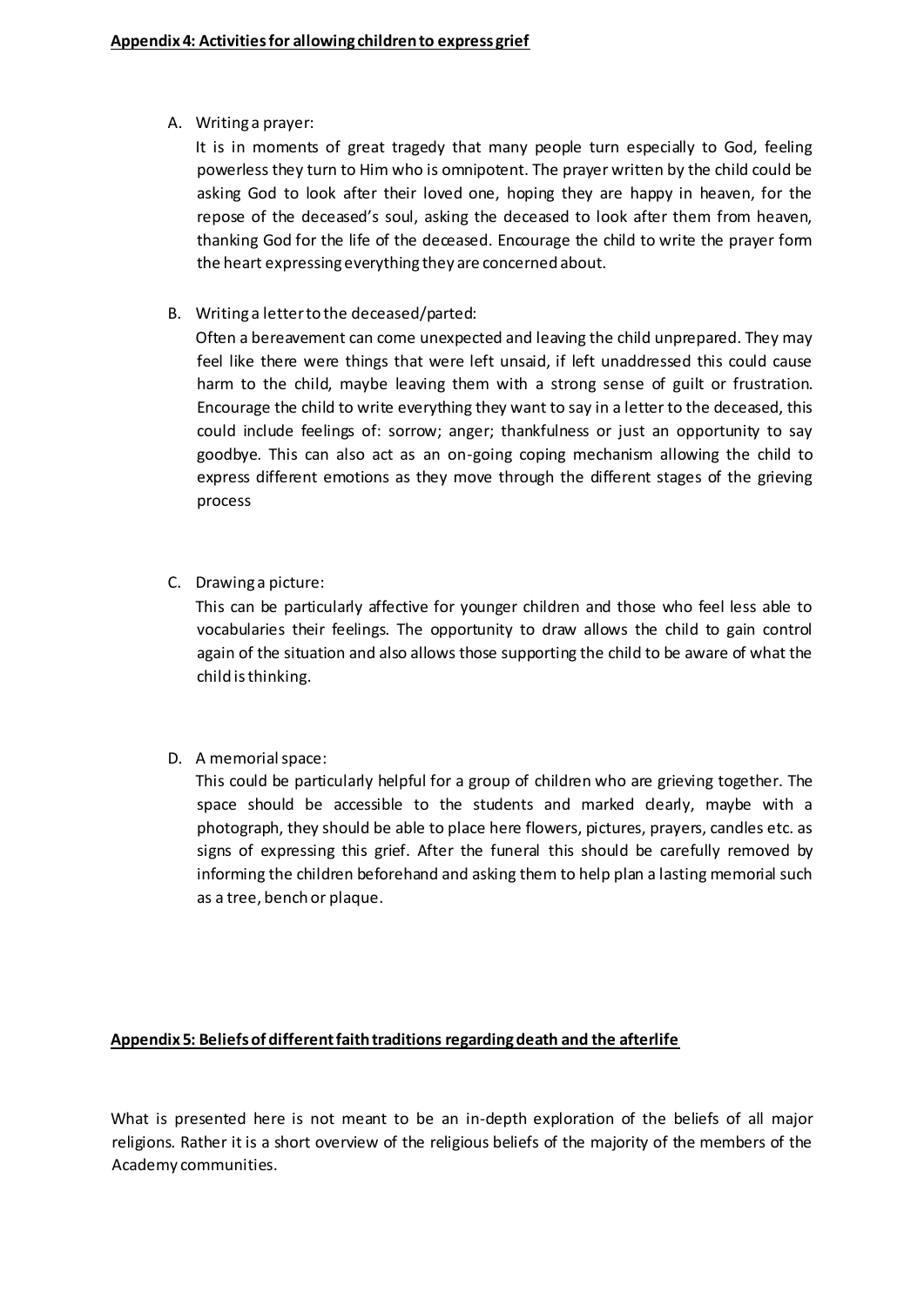**Appendix 4: Activities for allowing children to express grief**

A. Writing a prayer:

   It is in moments of great tragedy that many people turn especially to God, feeling powerless they turn to Him who is omnipotent. The prayer written by the child could be asking God to look after their loved one, hoping they are happy in heaven, for the repose of the deceased's soul, asking the deceased to look after them from heaven, thanking God for the life of the deceased. Encourage the child to write the prayer form the heart expressing everything they are concerned about.

B. Writing a letter to the deceased/parted:

   Often a bereavement can come unexpected and leaving the child unprepared. They may feel like there were things that were left unsaid, if left unaddressed this could cause harm to the child, maybe leaving them with a strong sense of guilt or frustration. Encourage the child to write everything they want to say in a letter to the deceased, this could include feelings of: sorrow; anger; thankfulness or just an opportunity to say goodbye. This can also act as an on-going coping mechanism allowing the child to express different emotions as they move through the different stages of the grieving process

C. Drawing a picture:

   This can be particularly affective for younger children and those who feel less able to vocabularies their feelings. The opportunity to draw allows the child to gain control again of the situation and also allows those supporting the child to be aware of what the child is thinking.

D. A memorial space:

   This could be particularly helpful for a group of children who are grieving together. The space should be accessible to the students and marked clearly, maybe with a photograph, they should be able to place here flowers, pictures, prayers, candles etc. as signs of expressing this grief. After the funeral this should be carefully removed by informing the children beforehand and asking them to help plan a lasting memorial such as a tree, bench or plaque.

**Appendix 5: Beliefs of different faith traditions regarding death and the afterlife**

What is presented here is not meant to be an in-depth exploration of the beliefs of all major religions. Rather it is a short overview of the religious beliefs of the majority of the members of the Academy communities.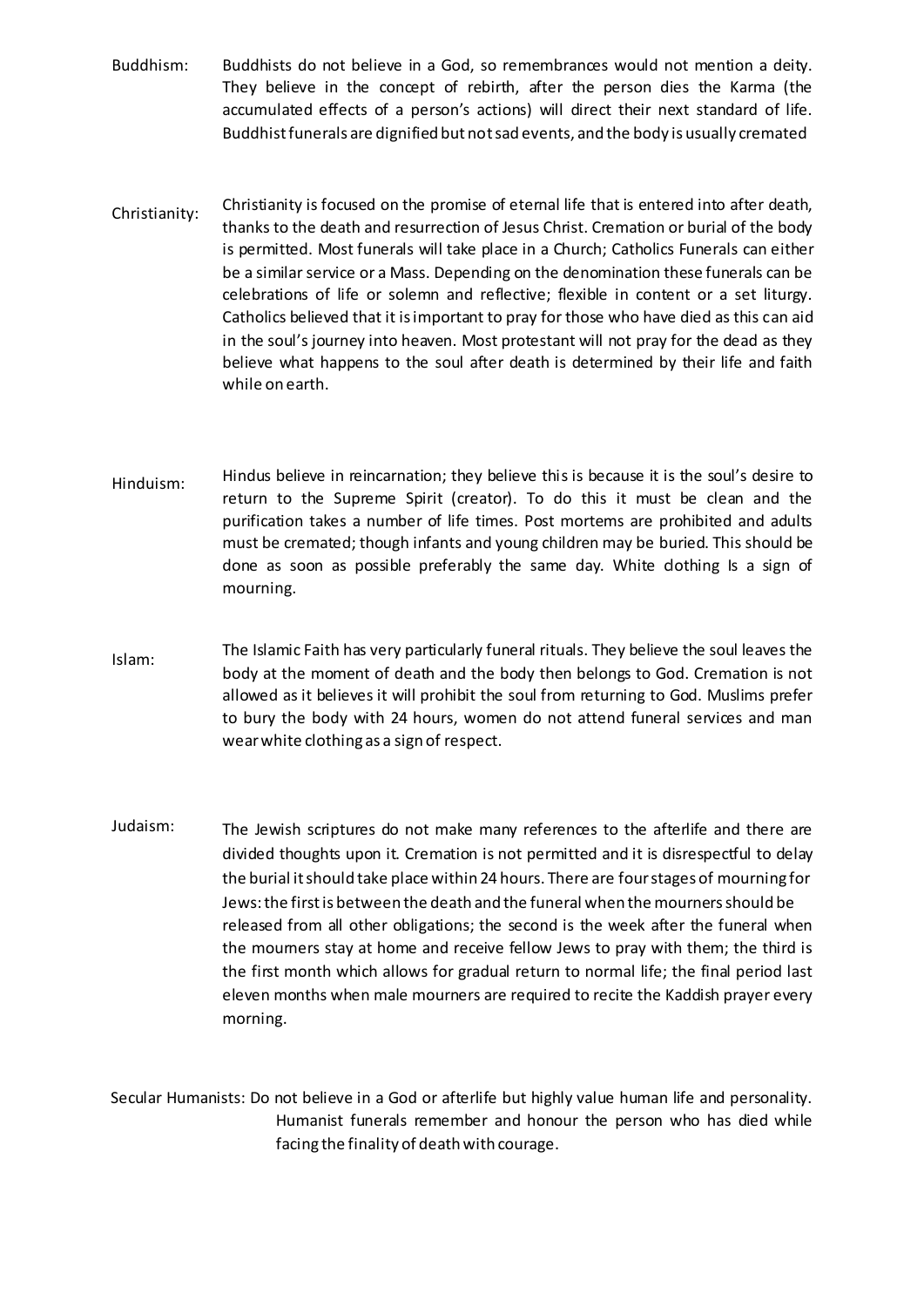**Buddhism:** Buddhists do not believe in a God, so remembrances would not mention a deity. They believe in the concept of rebirth, after the person dies the Karma (the accumulated effects of a person's actions) will direct their next standard of life. Buddhist funerals are dignified but not sad events, and the body is usually cremated

**Christianity:** Christianity is focused on the promise of eternal life that is entered into after death, thanks to the death and resurrection of Jesus Christ. Cremation or burial of the body is permitted. Most funerals will take place in a Church; Catholics Funerals can either be a similar service or a Mass. Depending on the denomination these funerals can be celebrations of life or solemn and reflective; flexible in content or a set liturgy. Catholics believed that it is important to pray for those who have died as this can aid in the soul's journey into heaven. Most protestant will not pray for the dead as they believe what happens to the soul after death is determined by their life and faith while on earth.

**Hinduism:** Hindus believe in reincarnation; they believe this is because it is the soul's desire to return to the Supreme Spirit (creator). To do this it must be clean and the purification takes a number of life times. Post mortems are prohibited and adults must be cremated; though infants and young children may be buried. This should be done as soon as possible preferably the same day. White clothing Is a sign of mourning.

**Islam:** The Islamic Faith has very particularly funeral rituals. They believe the soul leaves the body at the moment of death and the body then belongs to God. Cremation is not allowed as it believes it will prohibit the soul from returning to God. Muslims prefer to bury the body with 24 hours, women do not attend funeral services and man wear white clothing as a sign of respect.

**Judaism:** The Jewish scriptures do not make many references to the afterlife and there are divided thoughts upon it. Cremation is not permitted and it is disrespectful to delay the burial it should take place within 24 hours. There are four stages of mourning for Jews: the first is between the death and the funeral when the mourners should be released from all other obligations; the second is the week after the funeral when the mourners stay at home and receive fellow Jews to pray with them; the third is the first month which allows for gradual return to normal life; the final period last eleven months when male mourners are required to recite the Kaddish prayer every morning.

**Secular Humanists:** Do not believe in a God or afterlife but highly value human life and personality. Humanist funerals remember and honour the person who has died while facing the finality of death with courage.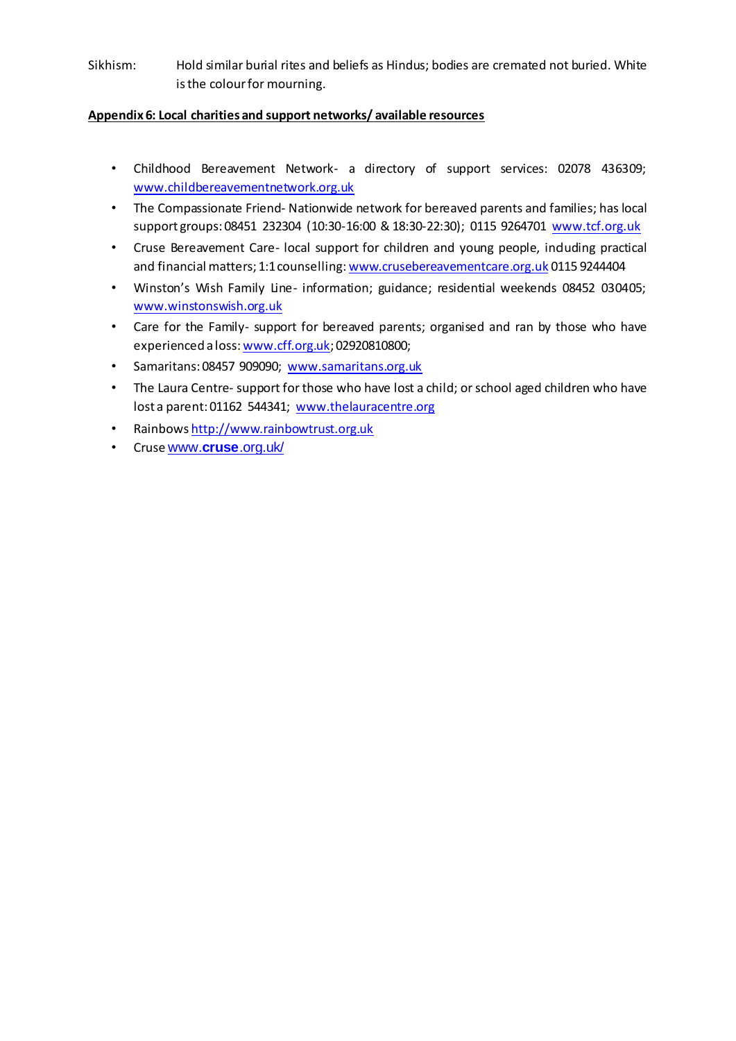Sikhism: Hold similar burial rites and beliefs as Hindus; bodies are cremated not buried. White is the colour for mourning.

**Appendix 6: Local charities and support networks/ available resources**

- Childhood Bereavement Network- a directory of support services: 02078 436309; www.childbereavementnetwork.org.uk
- The Compassionate Friend- Nationwide network for bereaved parents and families; has local support groups: 08451 232304 (10:30-16:00 & 18:30-22:30); 0115 9264701 www.tcf.org.uk
- Cruse Bereavement Care- local support for children and young people, including practical and financial matters; 1:1 counselling: www.crusebereavementcare.org.uk 0115 9244404
- Winston's Wish Family Line- information; guidance; residential weekends 08452 030405; www.winstonswish.org.uk
- Care for the Family- support for bereaved parents; organised and ran by those who have experienced a loss: www.cff.org.uk; 02920810800;
- Samaritans: 08457 909090; www.samaritans.org.uk
- The Laura Centre- support for those who have lost a child; or school aged children who have lost a parent: 01162 544341; www.thelauracentre.org
- Rainbows http://www.rainbowtrust.org.uk
- Cruse www.**cruse**.org.uk/